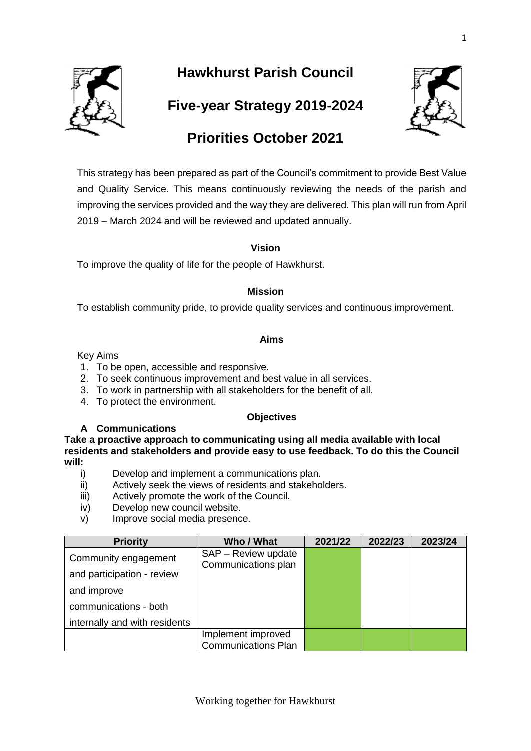# Hawkhurst Parish Council

## Five-year Strategy 2019-2024

## Priorities October 2021

This strategy has been prepared as part of the Council's commitment to provide Best Value and Quality Service. This means continuously reviewing the needs of the parish and improving the services provided and the way they are delivered. This plan will run from April 2019 – March 2024 and will be reviewed and updated annually.

### Vision

To improve the quality of life for the people of Hawkhurst.

### Mission

To establish community pride, to provide quality services and continuous improvement.

### Aims

Key Aims

1. To be open, accessible and responsive.
2. To seek continuous improvement and best value in all services.
3. To work in partnership with all stakeholders for the benefit of all.
4. To protect the environment.

### Objectives

**A Communications**

**Take a proactive approach to communicating using all media available with local residents and stakeholders and provide easy to use feedback. To do this the Council will:**

- i) Develop and implement a communications plan.
- ii) Actively seek the views of residents and stakeholders.
- iii) Actively promote the work of the Council.
- iv) Develop new council website.
- v) Improve social media presence.

| Priority | Who / What | 2021/22 | 2022/23 | 2023/24 |
|---|---|---|---|---|
| Community engagement and participation - review and improve communications - both internally and with residents | SAP – Review update Communications plan | ✓ | | |
| | Implement improved Communications Plan | ✓ | ✓ | ✓ |

Working together for Hawkhurst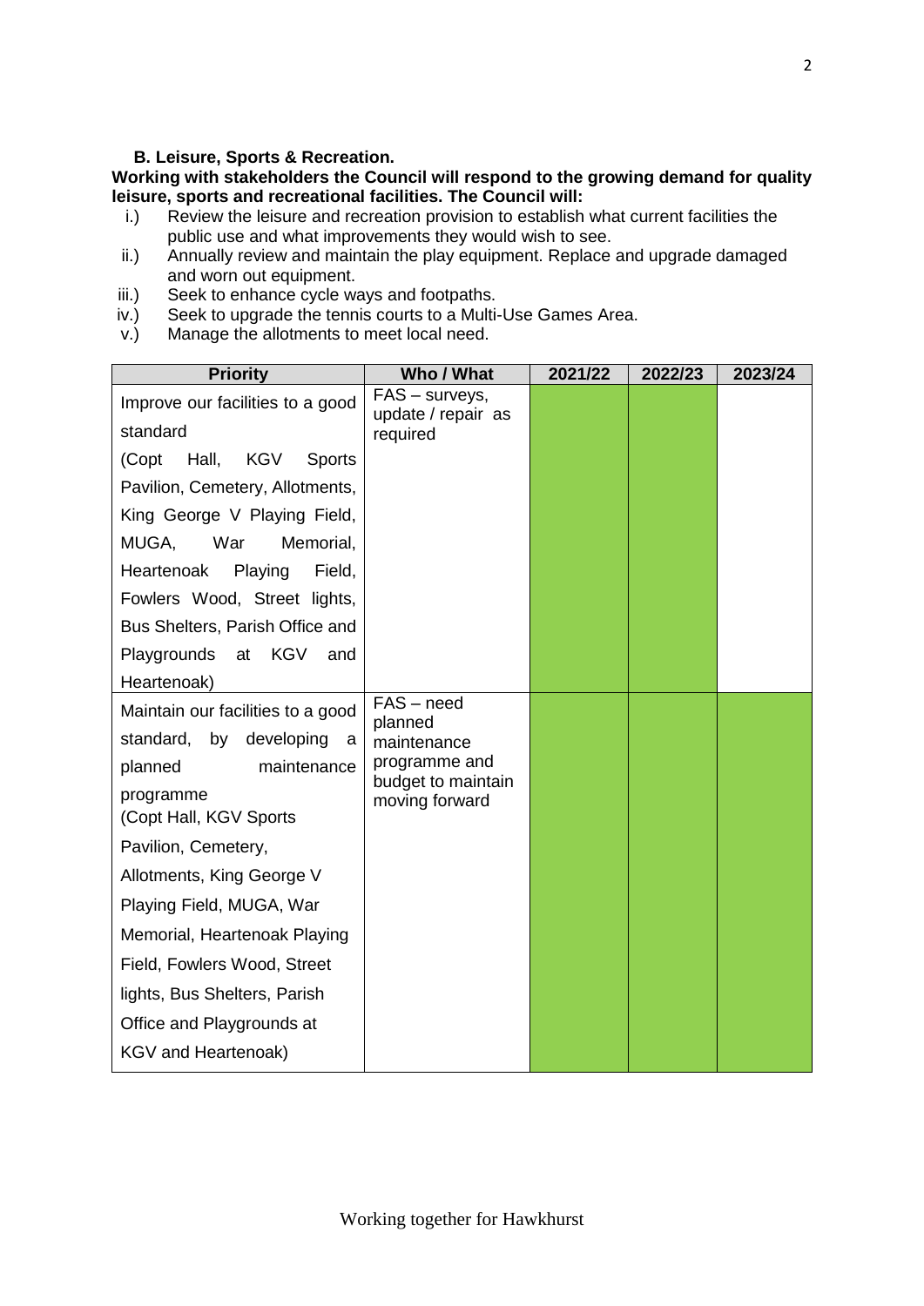**B. Leisure, Sports & Recreation.**

**Working with stakeholders the Council will respond to the growing demand for quality leisure, sports and recreational facilities. The Council will:**

i.) Review the leisure and recreation provision to establish what current facilities the public use and what improvements they would wish to see.

ii.) Annually review and maintain the play equipment. Replace and upgrade damaged and worn out equipment.

iii.) Seek to enhance cycle ways and footpaths.

iv.) Seek to upgrade the tennis courts to a Multi-Use Games Area.

v.) Manage the allotments to meet local need.

| Priority | Who / What | 2021/22 | 2022/23 | 2023/24 |
|---|---|---|---|---|
| Improve our facilities to a good standard (Copt Hall, KGV Sports Pavilion, Cemetery, Allotments, King George V Playing Field, MUGA, War Memorial, Heartenoak Playing Field, Fowlers Wood, Street lights, Bus Shelters, Parish Office and Playgrounds at KGV and Heartenoak) | FAS – surveys, update / repair as required | | | |
| Maintain our facilities to a good standard, by developing a planned maintenance programme (Copt Hall, KGV Sports Pavilion, Cemetery, Allotments, King George V Playing Field, MUGA, War Memorial, Heartenoak Playing Field, Fowlers Wood, Street lights, Bus Shelters, Parish Office and Playgrounds at KGV and Heartenoak) | FAS – need planned maintenance programme and budget to maintain moving forward | | | |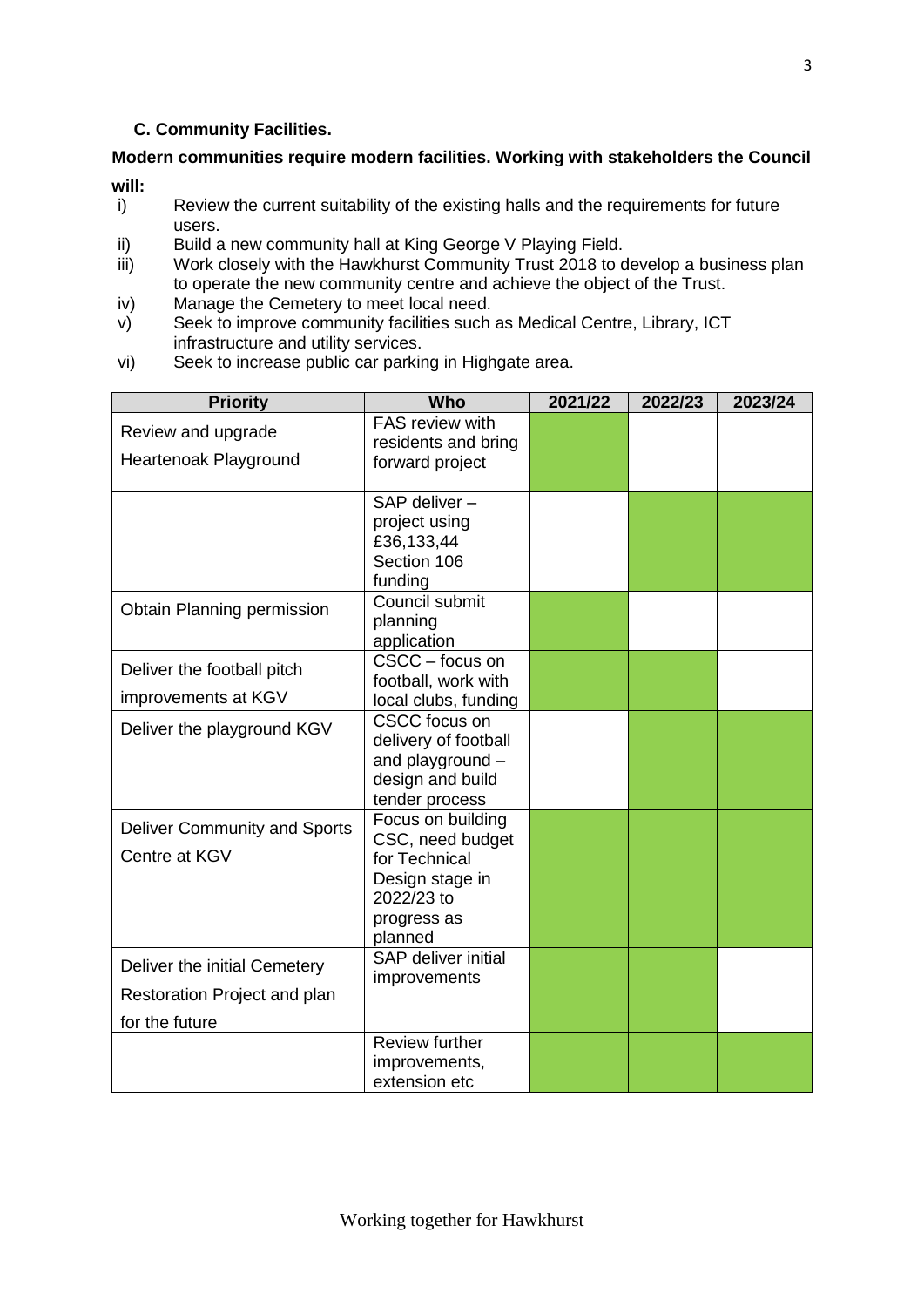### C. Community Facilities.

**Modern communities require modern facilities. Working with stakeholders the Council will:**

i) Review the current suitability of the existing halls and the requirements for future users.
ii) Build a new community hall at King George V Playing Field.
iii) Work closely with the Hawkhurst Community Trust 2018 to develop a business plan to operate the new community centre and achieve the object of the Trust.
iv) Manage the Cemetery to meet local need.
v) Seek to improve community facilities such as Medical Centre, Library, ICT infrastructure and utility services.
vi) Seek to increase public car parking in Highgate area.

| Priority | Who | 2021/22 | 2022/23 | 2023/24 |
|---|---|---|---|---|
| Review and upgrade Heartenoak Playground | FAS review with residents and bring forward project | ■ | | |
| | SAP deliver – project using £36,133,44 Section 106 funding | | ■ | ■ |
| Obtain Planning permission | Council submit planning application | ■ | | |
| Deliver the football pitch improvements at KGV | CSCC – focus on football, work with local clubs, funding | ■ | ■ | |
| Deliver the playground KGV | CSCC focus on delivery of football and playground – design and build tender process | | ■ | ■ |
| Deliver Community and Sports Centre at KGV | Focus on building CSC, need budget for Technical Design stage in 2022/23 to progress as planned | ■ | ■ | ■ |
| Deliver the initial Cemetery Restoration Project and plan for the future | SAP deliver initial improvements | ■ | ■ | |
| | Review further improvements, extension etc | ■ | ■ | ■ |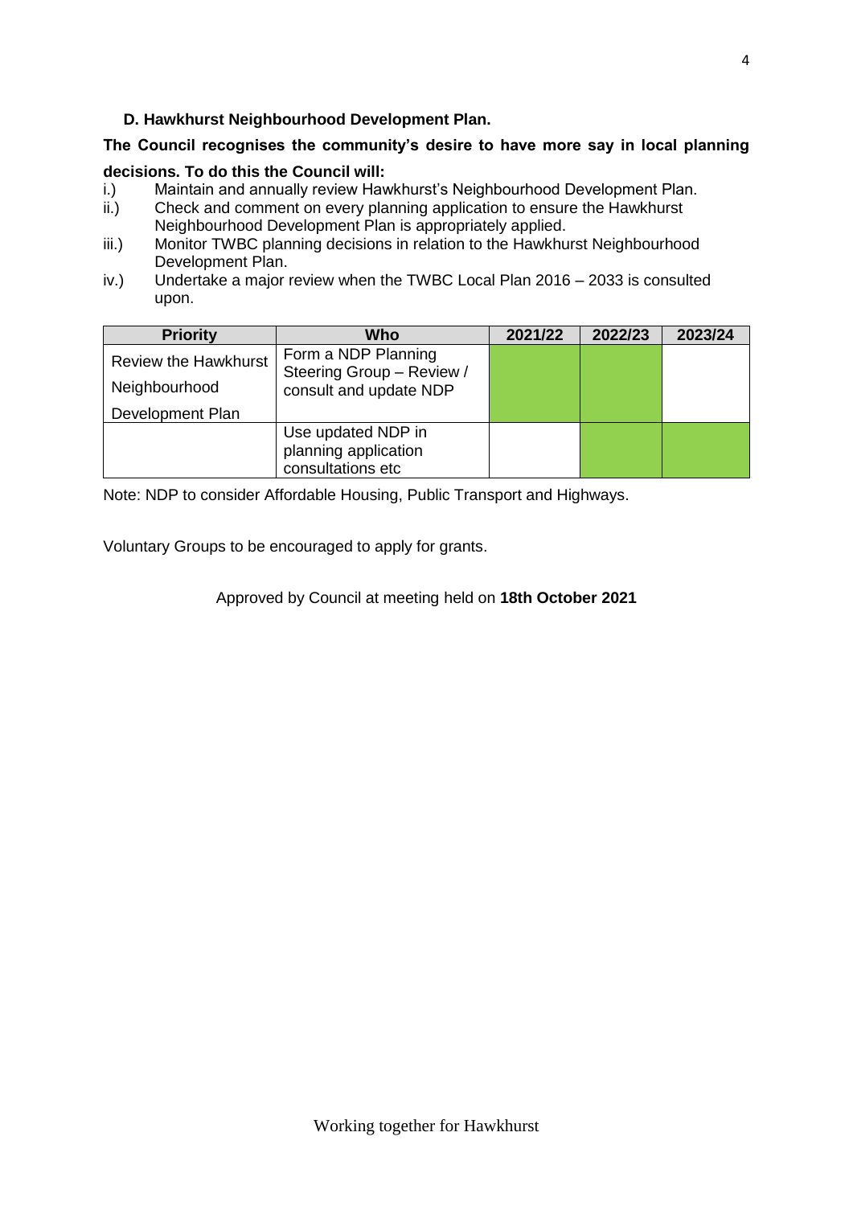### D. Hawkhurst Neighbourhood Development Plan.

**The Council recognises the community's desire to have more say in local planning decisions. To do this the Council will:**

i.) Maintain and annually review Hawkhurst's Neighbourhood Development Plan.

ii.) Check and comment on every planning application to ensure the Hawkhurst Neighbourhood Development Plan is appropriately applied.

iii.) Monitor TWBC planning decisions in relation to the Hawkhurst Neighbourhood Development Plan.

iv.) Undertake a major review when the TWBC Local Plan 2016 – 2033 is consulted upon.

| Priority | Who | 2021/22 | 2022/23 | 2023/24 |
|---|---|---|---|---|
| Review the Hawkhurst Neighbourhood Development Plan | Form a NDP Planning Steering Group – Review / consult and update NDP | | | |
| | Use updated NDP in planning application consultations etc | | | |

Note: NDP to consider Affordable Housing, Public Transport and Highways.

Voluntary Groups to be encouraged to apply for grants.

Approved by Council at meeting held on **18th October 2021**